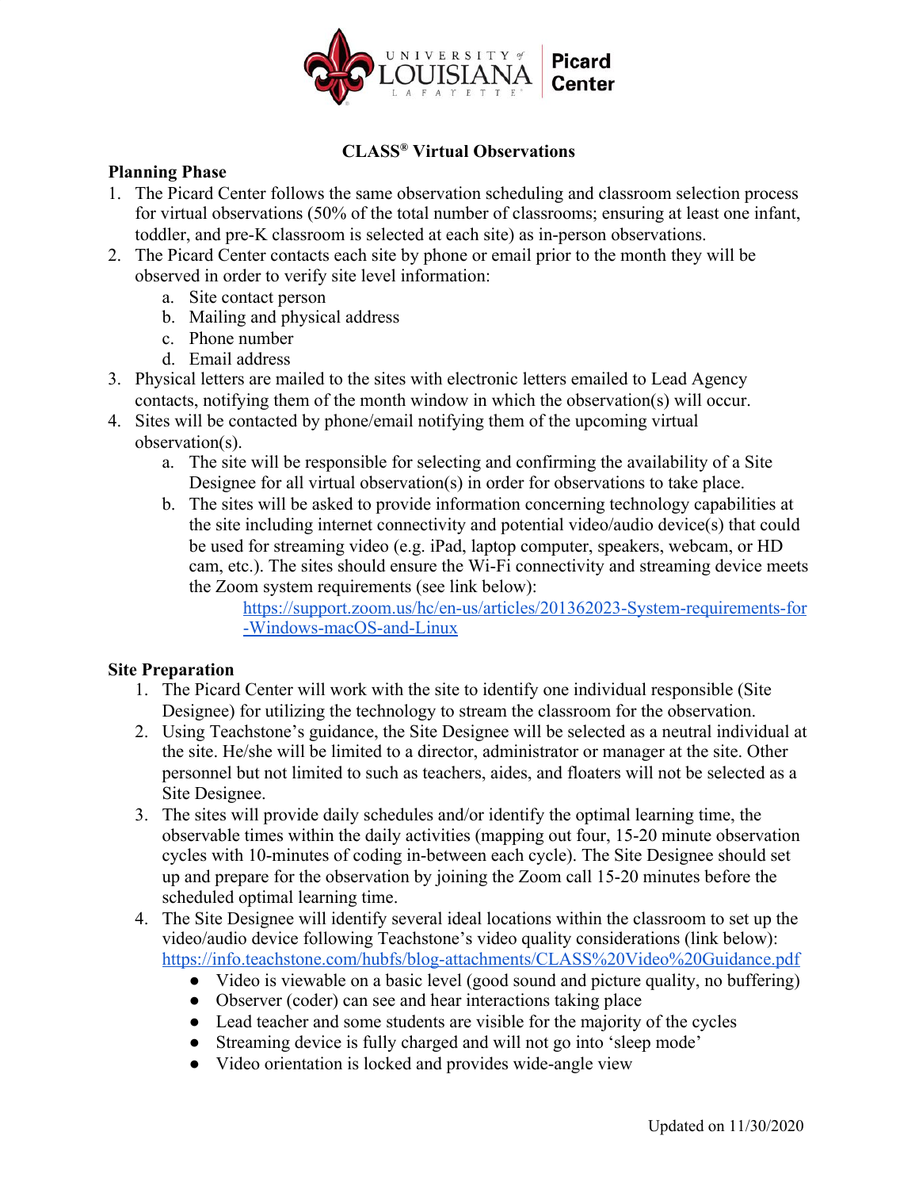# CLASS® Virtual Observations

## Planning Phase

1. The Picard Center follows the same observation scheduling and classroom selection process for virtual observations (50% of the total number of classrooms; ensuring at least one infant, toddler, and pre-K classroom is selected at each site) as in-person observations.
2. The Picard Center contacts each site by phone or email prior to the month they will be observed in order to verify site level information:
   a. Site contact person
   b. Mailing and physical address
   c. Phone number
   d. Email address
3. Physical letters are mailed to the sites with electronic letters emailed to Lead Agency contacts, notifying them of the month window in which the observation(s) will occur.
4. Sites will be contacted by phone/email notifying them of the upcoming virtual observation(s).
   a. The site will be responsible for selecting and confirming the availability of a Site Designee for all virtual observation(s) in order for observations to take place.
   b. The sites will be asked to provide information concerning technology capabilities at the site including internet connectivity and potential video/audio device(s) that could be used for streaming video (e.g. iPad, laptop computer, speakers, webcam, or HD cam, etc.). The sites should ensure the Wi-Fi connectivity and streaming device meets the Zoom system requirements (see link below):
      https://support.zoom.us/hc/en-us/articles/201362023-System-requirements-for-Windows-macOS-and-Linux

## Site Preparation

1. The Picard Center will work with the site to identify one individual responsible (Site Designee) for utilizing the technology to stream the classroom for the observation.
2. Using Teachstone's guidance, the Site Designee will be selected as a neutral individual at the site. He/she will be limited to a director, administrator or manager at the site. Other personnel but not limited to such as teachers, aides, and floaters will not be selected as a Site Designee.
3. The sites will provide daily schedules and/or identify the optimal learning time, the observable times within the daily activities (mapping out four, 15-20 minute observation cycles with 10-minutes of coding in-between each cycle). The Site Designee should set up and prepare for the observation by joining the Zoom call 15-20 minutes before the scheduled optimal learning time.
4. The Site Designee will identify several ideal locations within the classroom to set up the video/audio device following Teachstone's video quality considerations (link below): https://info.teachstone.com/hubfs/blog-attachments/CLASS%20Video%20Guidance.pdf
   - Video is viewable on a basic level (good sound and picture quality, no buffering)
   - Observer (coder) can see and hear interactions taking place
   - Lead teacher and some students are visible for the majority of the cycles
   - Streaming device is fully charged and will not go into 'sleep mode'
   - Video orientation is locked and provides wide-angle view

Updated on 11/30/2020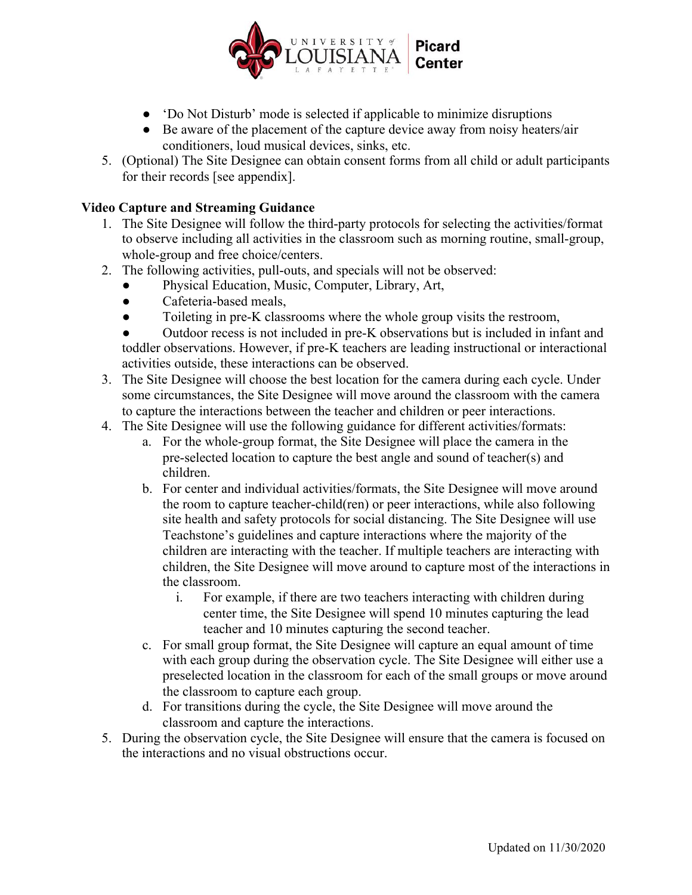- 'Do Not Disturb' mode is selected if applicable to minimize disruptions
- Be aware of the placement of the capture device away from noisy heaters/air conditioners, loud musical devices, sinks, etc.

5. (Optional) The Site Designee can obtain consent forms from all child or adult participants for their records [see appendix].

**Video Capture and Streaming Guidance**

1. The Site Designee will follow the third-party protocols for selecting the activities/format to observe including all activities in the classroom such as morning routine, small-group, whole-group and free choice/centers.
2. The following activities, pull-outs, and specials will not be observed:
   - Physical Education, Music, Computer, Library, Art,
   - Cafeteria-based meals,
   - Toileting in pre-K classrooms where the whole group visits the restroom,
   - Outdoor recess is not included in pre-K observations but is included in infant and toddler observations. However, if pre-K teachers are leading instructional or interactional activities outside, these interactions can be observed.
3. The Site Designee will choose the best location for the camera during each cycle. Under some circumstances, the Site Designee will move around the classroom with the camera to capture the interactions between the teacher and children or peer interactions.
4. The Site Designee will use the following guidance for different activities/formats:
   a. For the whole-group format, the Site Designee will place the camera in the pre-selected location to capture the best angle and sound of teacher(s) and children.
   b. For center and individual activities/formats, the Site Designee will move around the room to capture teacher-child(ren) or peer interactions, while also following site health and safety protocols for social distancing. The Site Designee will use Teachstone's guidelines and capture interactions where the majority of the children are interacting with the teacher. If multiple teachers are interacting with children, the Site Designee will move around to capture most of the interactions in the classroom.
      i. For example, if there are two teachers interacting with children during center time, the Site Designee will spend 10 minutes capturing the lead teacher and 10 minutes capturing the second teacher.
   c. For small group format, the Site Designee will capture an equal amount of time with each group during the observation cycle. The Site Designee will either use a preselected location in the classroom for each of the small groups or move around the classroom to capture each group.
   d. For transitions during the cycle, the Site Designee will move around the classroom and capture the interactions.
5. During the observation cycle, the Site Designee will ensure that the camera is focused on the interactions and no visual obstructions occur.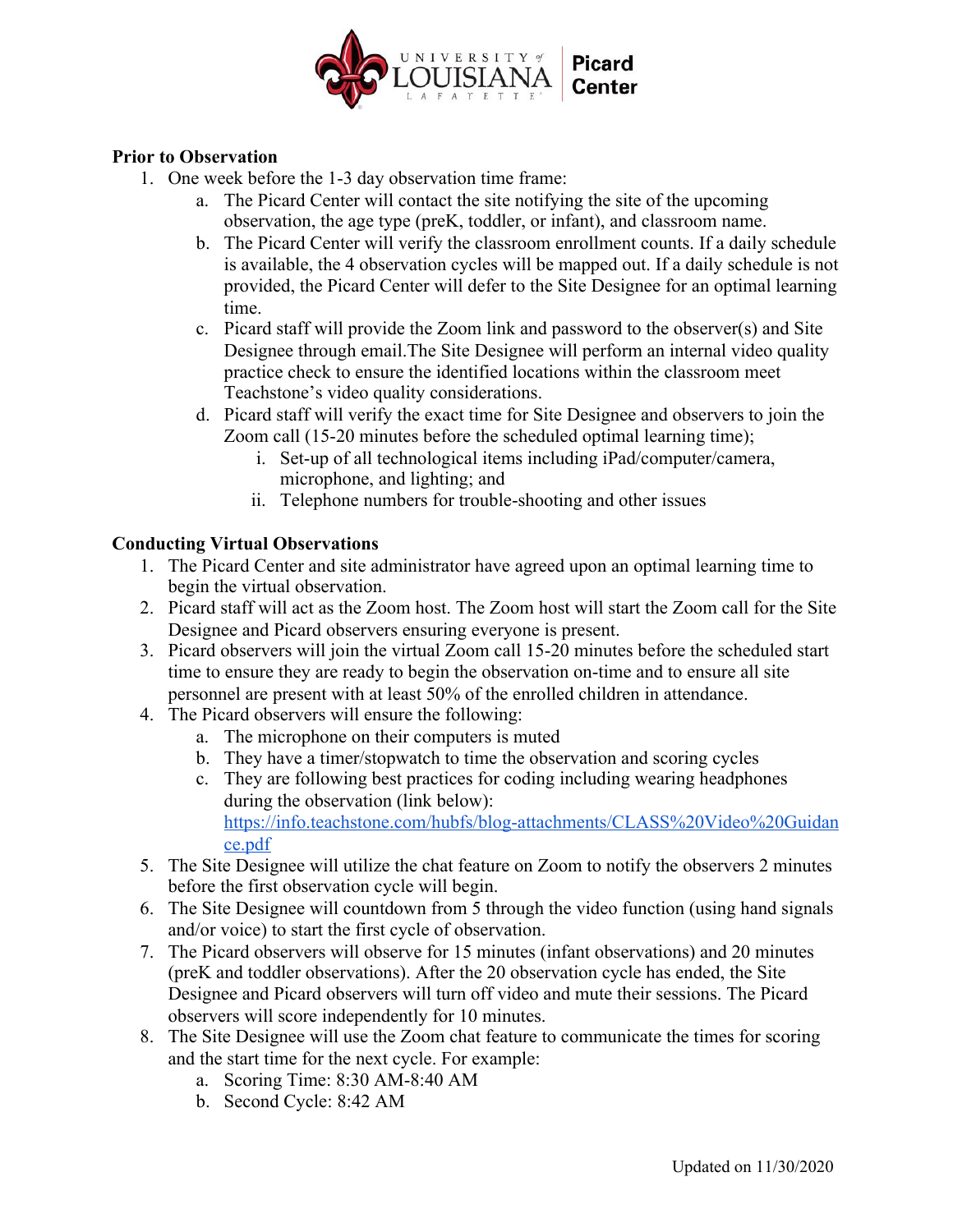## Prior to Observation

1. One week before the 1-3 day observation time frame:
   a. The Picard Center will contact the site notifying the site of the upcoming observation, the age type (preK, toddler, or infant), and classroom name.
   b. The Picard Center will verify the classroom enrollment counts. If a daily schedule is available, the 4 observation cycles will be mapped out. If a daily schedule is not provided, the Picard Center will defer to the Site Designee for an optimal learning time.
   c. Picard staff will provide the Zoom link and password to the observer(s) and Site Designee through email.The Site Designee will perform an internal video quality practice check to ensure the identified locations within the classroom meet Teachstone's video quality considerations.
   d. Picard staff will verify the exact time for Site Designee and observers to join the Zoom call (15-20 minutes before the scheduled optimal learning time);
      i. Set-up of all technological items including iPad/computer/camera, microphone, and lighting; and
      ii. Telephone numbers for trouble-shooting and other issues

## Conducting Virtual Observations

1. The Picard Center and site administrator have agreed upon an optimal learning time to begin the virtual observation.
2. Picard staff will act as the Zoom host. The Zoom host will start the Zoom call for the Site Designee and Picard observers ensuring everyone is present.
3. Picard observers will join the virtual Zoom call 15-20 minutes before the scheduled start time to ensure they are ready to begin the observation on-time and to ensure all site personnel are present with at least 50% of the enrolled children in attendance.
4. The Picard observers will ensure the following:
   a. The microphone on their computers is muted
   b. They have a timer/stopwatch to time the observation and scoring cycles
   c. They are following best practices for coding including wearing headphones during the observation (link below): [https://info.teachstone.com/hubfs/blog-attachments/CLASS%20Video%20Guidance.pdf](https://info.teachstone.com/hubfs/blog-attachments/CLASS%20Video%20Guidance.pdf)
5. The Site Designee will utilize the chat feature on Zoom to notify the observers 2 minutes before the first observation cycle will begin.
6. The Site Designee will countdown from 5 through the video function (using hand signals and/or voice) to start the first cycle of observation.
7. The Picard observers will observe for 15 minutes (infant observations) and 20 minutes (preK and toddler observations). After the 20 observation cycle has ended, the Site Designee and Picard observers will turn off video and mute their sessions. The Picard observers will score independently for 10 minutes.
8. The Site Designee will use the Zoom chat feature to communicate the times for scoring and the start time for the next cycle. For example:
   a. Scoring Time: 8:30 AM-8:40 AM
   b. Second Cycle: 8:42 AM

Updated on 11/30/2020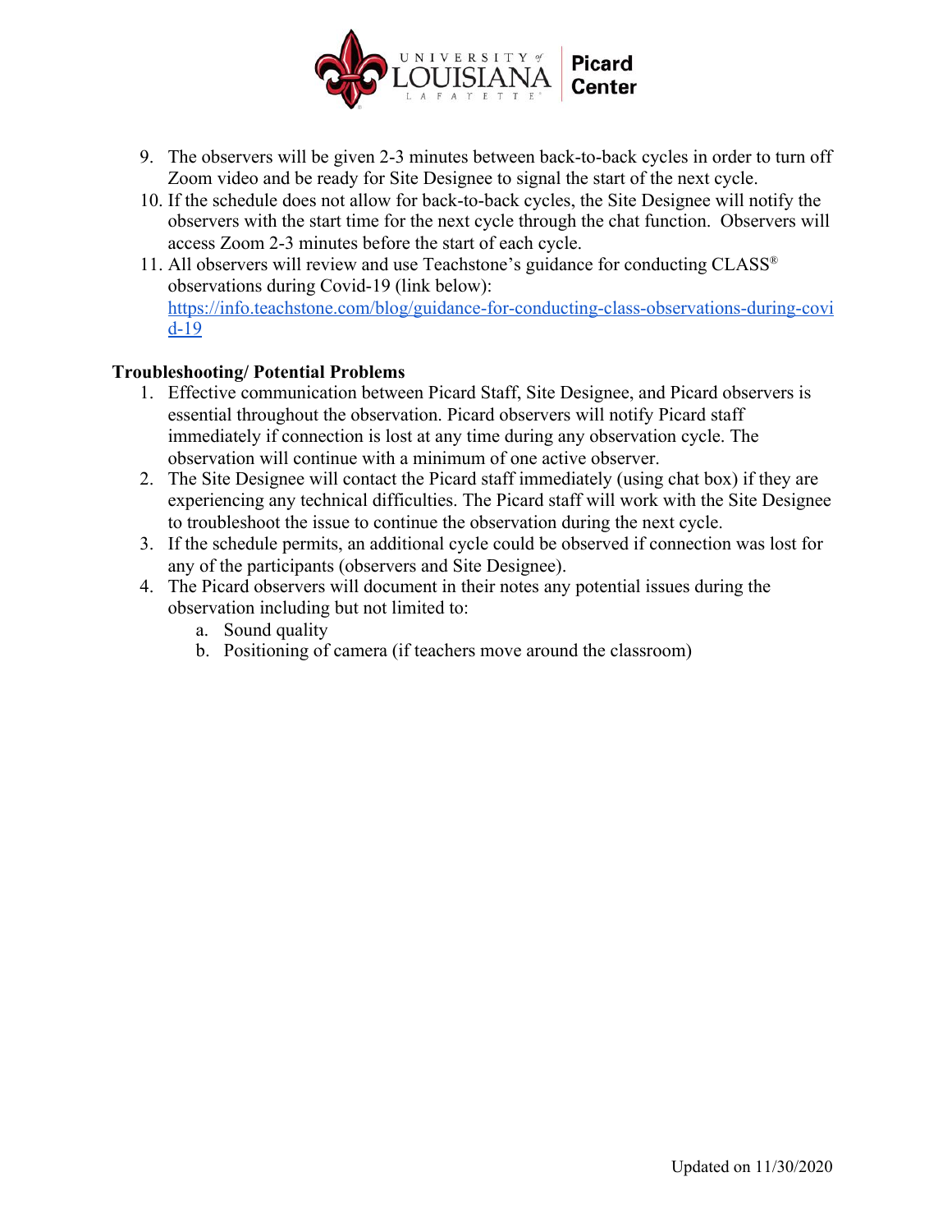9. The observers will be given 2-3 minutes between back-to-back cycles in order to turn off Zoom video and be ready for Site Designee to signal the start of the next cycle.
10. If the schedule does not allow for back-to-back cycles, the Site Designee will notify the observers with the start time for the next cycle through the chat function. Observers will access Zoom 2-3 minutes before the start of each cycle.
11. All observers will review and use Teachstone's guidance for conducting CLASS® observations during Covid-19 (link below): [https://info.teachstone.com/blog/guidance-for-conducting-class-observations-during-covid-19](https://info.teachstone.com/blog/guidance-for-conducting-class-observations-during-covid-19)

**Troubleshooting/ Potential Problems**

1. Effective communication between Picard Staff, Site Designee, and Picard observers is essential throughout the observation. Picard observers will notify Picard staff immediately if connection is lost at any time during any observation cycle. The observation will continue with a minimum of one active observer.
2. The Site Designee will contact the Picard staff immediately (using chat box) if they are experiencing any technical difficulties. The Picard staff will work with the Site Designee to troubleshoot the issue to continue the observation during the next cycle.
3. If the schedule permits, an additional cycle could be observed if connection was lost for any of the participants (observers and Site Designee).
4. The Picard observers will document in their notes any potential issues during the observation including but not limited to:
    a. Sound quality
    b. Positioning of camera (if teachers move around the classroom)

Updated on 11/30/2020